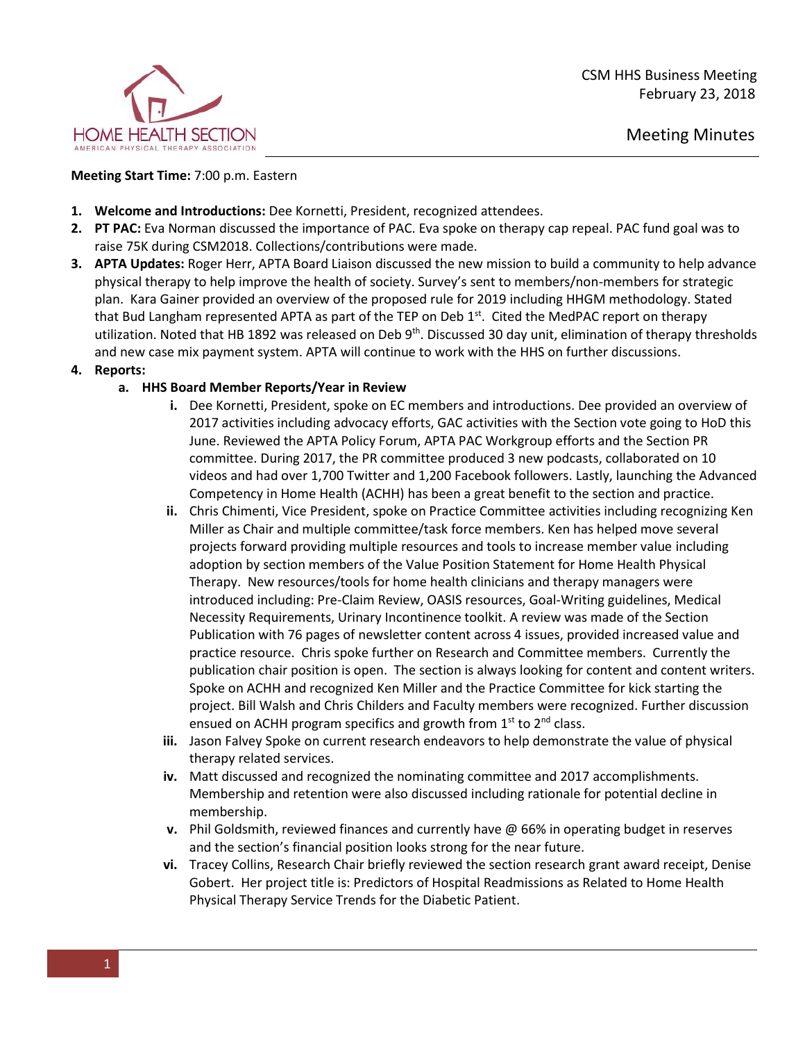HOME HEALTH SECTION
AMERICAN PHYSICAL THERAPY ASSOCIATION

CSM HHS Business Meeting
February 23, 2018

Meeting Minutes

**Meeting Start Time:** 7:00 p.m. Eastern

1. **Welcome and Introductions:** Dee Kornetti, President, recognized attendees.
2. **PT PAC:** Eva Norman discussed the importance of PAC. Eva spoke on therapy cap repeal. PAC fund goal was to raise 75K during CSM2018. Collections/contributions were made.
3. **APTA Updates:** Roger Herr, APTA Board Liaison discussed the new mission to build a community to help advance physical therapy to help improve the health of society. Survey's sent to members/non-members for strategic plan. Kara Gainer provided an overview of the proposed rule for 2019 including HHGM methodology. Stated that Bud Langham represented APTA as part of the TEP on Deb 1st. Cited the MedPAC report on therapy utilization. Noted that HB 1892 was released on Deb 9th. Discussed 30 day unit, elimination of therapy thresholds and new case mix payment system. APTA will continue to work with the HHS on further discussions.
4. **Reports:**
   a. **HHS Board Member Reports/Year in Review**
      i. Dee Kornetti, President, spoke on EC members and introductions. Dee provided an overview of 2017 activities including advocacy efforts, GAC activities with the Section vote going to HoD this June. Reviewed the APTA Policy Forum, APTA PAC Workgroup efforts and the Section PR committee. During 2017, the PR committee produced 3 new podcasts, collaborated on 10 videos and had over 1,700 Twitter and 1,200 Facebook followers. Lastly, launching the Advanced Competency in Home Health (ACHH) has been a great benefit to the section and practice.
      ii. Chris Chimenti, Vice President, spoke on Practice Committee activities including recognizing Ken Miller as Chair and multiple committee/task force members. Ken has helped move several projects forward providing multiple resources and tools to increase member value including adoption by section members of the Value Position Statement for Home Health Physical Therapy. New resources/tools for home health clinicians and therapy managers were introduced including: Pre-Claim Review, OASIS resources, Goal-Writing guidelines, Medical Necessity Requirements, Urinary Incontinence toolkit. A review was made of the Section Publication with 76 pages of newsletter content across 4 issues, provided increased value and practice resource. Chris spoke further on Research and Committee members. Currently the publication chair position is open. The section is always looking for content and content writers. Spoke on ACHH and recognized Ken Miller and the Practice Committee for kick starting the project. Bill Walsh and Chris Childers and Faculty members were recognized. Further discussion ensued on ACHH program specifics and growth from 1st to 2nd class.
      iii. Jason Falvey Spoke on current research endeavors to help demonstrate the value of physical therapy related services.
      iv. Matt discussed and recognized the nominating committee and 2017 accomplishments. Membership and retention were also discussed including rationale for potential decline in membership.
      v. Phil Goldsmith, reviewed finances and currently have @ 66% in operating budget in reserves and the section's financial position looks strong for the near future.
      vi. Tracey Collins, Research Chair briefly reviewed the section research grant award receipt, Denise Gobert. Her project title is: Predictors of Hospital Readmissions as Related to Home Health Physical Therapy Service Trends for the Diabetic Patient.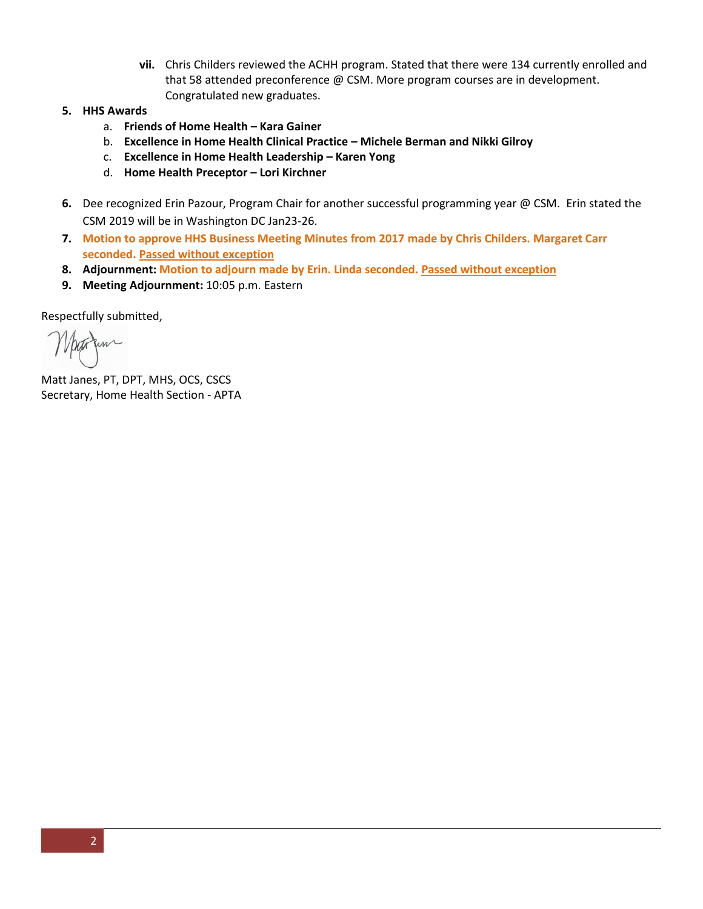vii. Chris Childers reviewed the ACHH program. Stated that there were 134 currently enrolled and that 58 attended preconference @ CSM. More program courses are in development. Congratulated new graduates.

5. **HHS Awards**
    a. **Friends of Home Health – Kara Gainer**
    b. **Excellence in Home Health Clinical Practice – Michele Berman and Nikki Gilroy**
    c. **Excellence in Home Health Leadership – Karen Yong**
    d. **Home Health Preceptor – Lori Kirchner**

6. Dee recognized Erin Pazour, Program Chair for another successful programming year @ CSM. Erin stated the CSM 2019 will be in Washington DC Jan23-26.
7. **Motion to approve HHS Business Meeting Minutes from 2017 made by Chris Childers. Margaret Carr seconded. Passed without exception**
8. **Adjournment:** **Motion to adjourn made by Erin. Linda seconded. Passed without exception**
9. **Meeting Adjournment:** 10:05 p.m. Eastern

Respectfully submitted,

Matt Janes, PT, DPT, MHS, OCS, CSCS
Secretary, Home Health Section - APTA